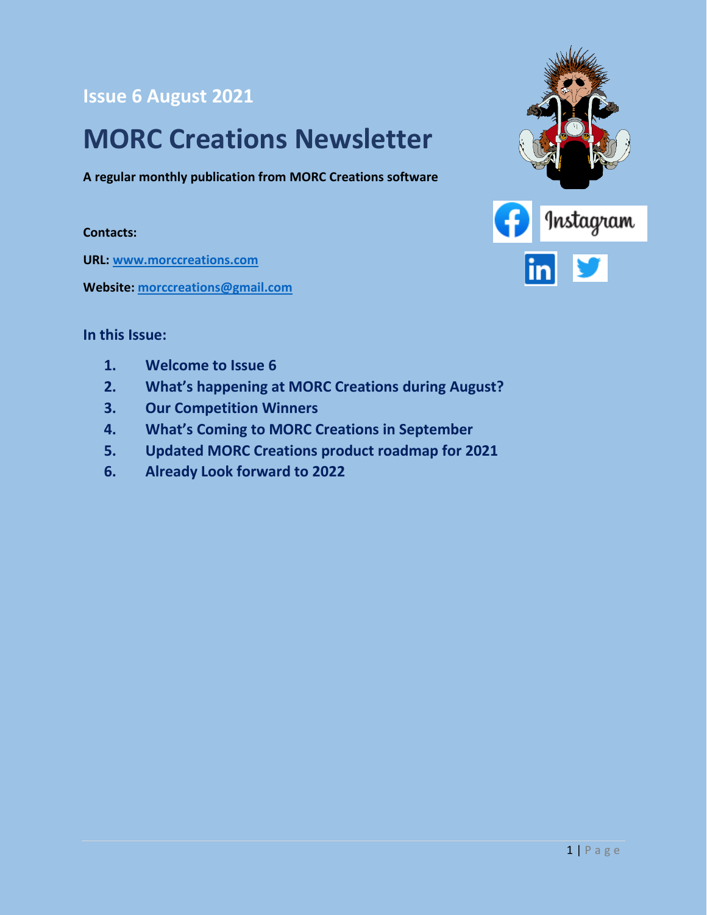## Issue 6 August 2021

# MORC Creations Newsletter

**A regular monthly publication from MORC Creations software**

**Contacts:**

**URL:** [www.morccreations.com](http://www.morccreations.com)

**Website:** [morccreations@gmail.com](mailto:morccreations@gmail.com)

### In this Issue:

1. **Welcome to Issue 6**
2. **What's happening at MORC Creations during August?**
3. **Our Competition Winners**
4. **What's Coming to MORC Creations in September**
5. **Updated MORC Creations product roadmap for 2021**
6. **Already Look forward to 2022**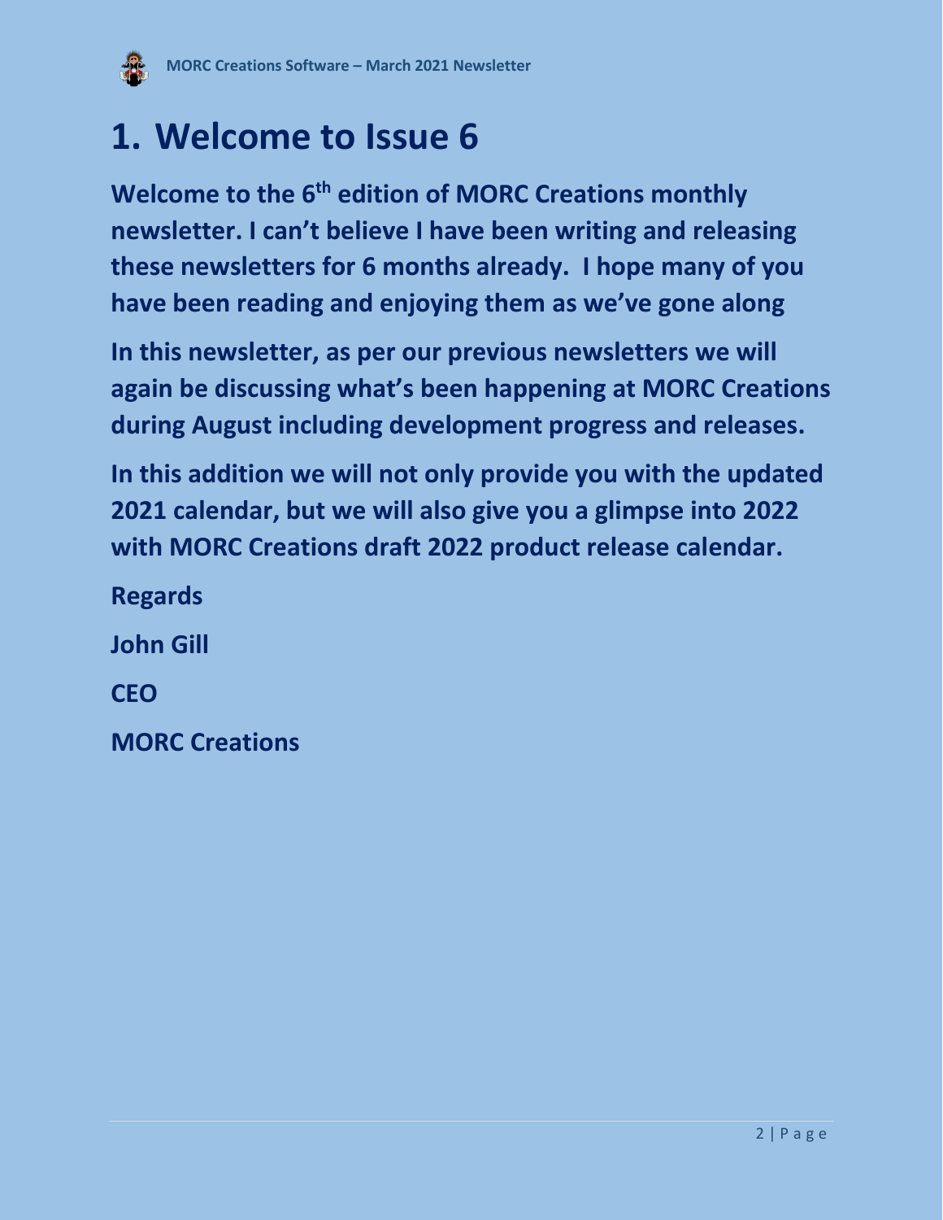# 1. Welcome to Issue 6

**Welcome to the 6th edition of MORC Creations monthly newsletter. I can't believe I have been writing and releasing these newsletters for 6 months already. I hope many of you have been reading and enjoying them as we've gone along**

**In this newsletter, as per our previous newsletters we will again be discussing what's been happening at MORC Creations during August including development progress and releases.**

**In this addition we will not only provide you with the updated 2021 calendar, but we will also give you a glimpse into 2022 with MORC Creations draft 2022 product release calendar.**

**Regards**

**John Gill**

**CEO**

**MORC Creations**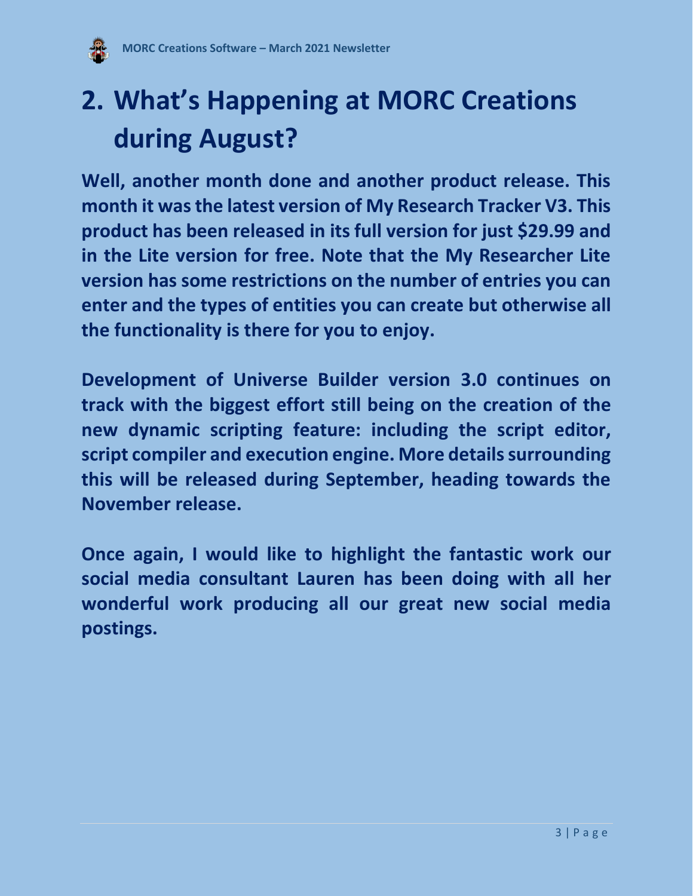# 2. What's Happening at MORC Creations during August?

**Well, another month done and another product release. This month it was the latest version of My Research Tracker V3. This product has been released in its full version for just $29.99 and in the Lite version for free. Note that the My Researcher Lite version has some restrictions on the number of entries you can enter and the types of entities you can create but otherwise all the functionality is there for you to enjoy.**

**Development of Universe Builder version 3.0 continues on track with the biggest effort still being on the creation of the new dynamic scripting feature: including the script editor, script compiler and execution engine. More details surrounding this will be released during September, heading towards the November release.**

**Once again, I would like to highlight the fantastic work our social media consultant Lauren has been doing with all her wonderful work producing all our great new social media postings.**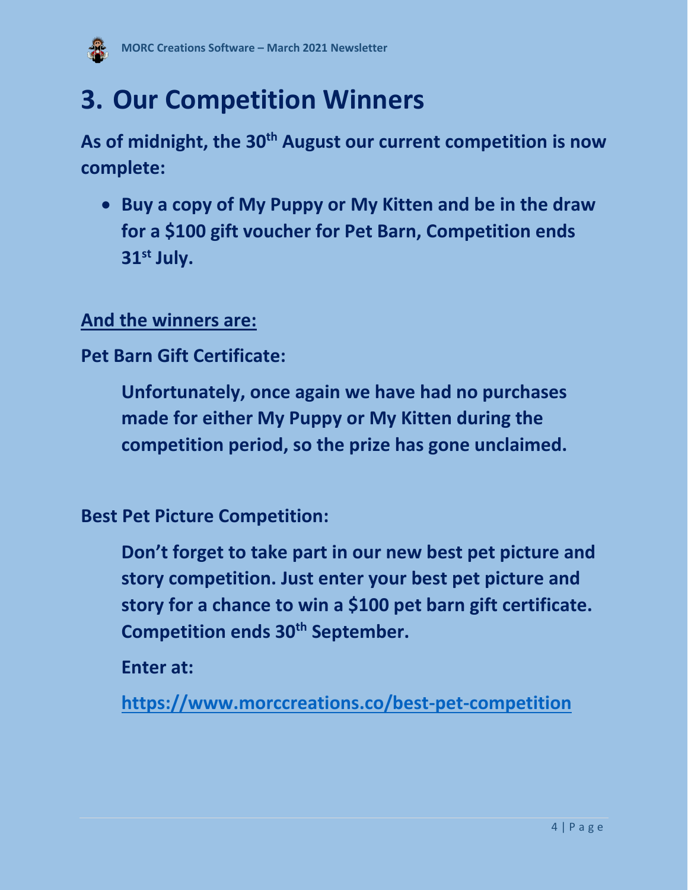# 3. Our Competition Winners

**As of midnight, the 30th August our current competition is now complete:**

- **Buy a copy of My Puppy or My Kitten and be in the draw for a \$100 gift voucher for Pet Barn, Competition ends 31st July.**

**<u>And the winners are:</u>**

**Pet Barn Gift Certificate:**

> **Unfortunately, once again we have had no purchases made for either My Puppy or My Kitten during the competition period, so the prize has gone unclaimed.**

**Best Pet Picture Competition:**

> **Don't forget to take part in our new best pet picture and story competition. Just enter your best pet picture and story for a chance to win a \$100 pet barn gift certificate. Competition ends 30th September.**
>
> **Enter at:**
>
> **https://www.morccreations.co/best-pet-competition**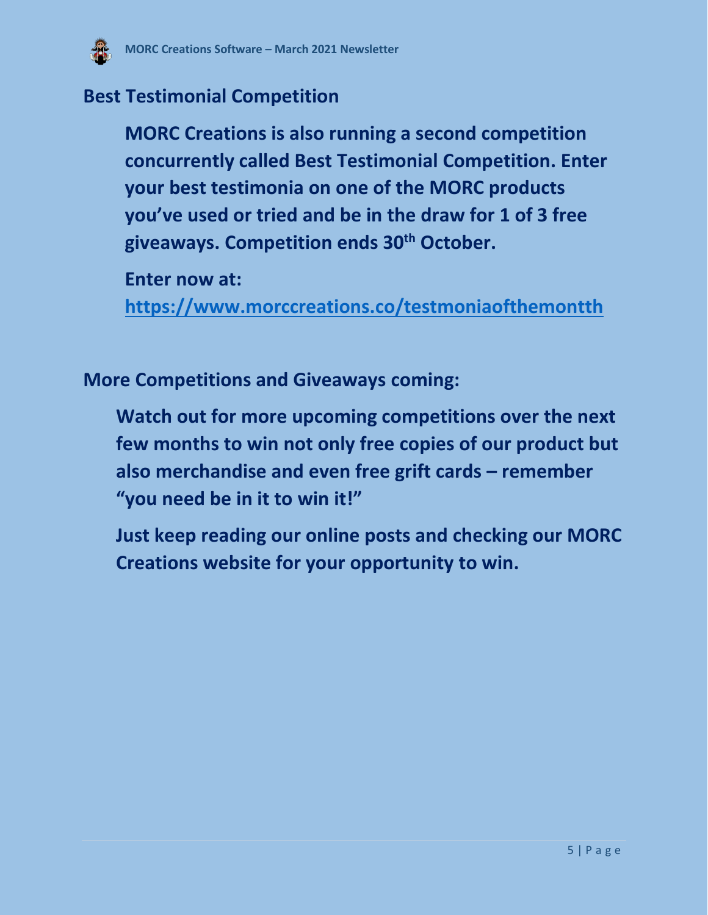## Best Testimonial Competition

**MORC Creations is also running a second competition concurrently called Best Testimonial Competition. Enter your best testimonia on one of the MORC products you've used or tried and be in the draw for 1 of 3 free giveaways. Competition ends 30th October.**

**Enter now at:**
**https://www.morccreations.co/testmoniaofthemontth**

## More Competitions and Giveaways coming:

**Watch out for more upcoming competitions over the next few months to win not only free copies of our product but also merchandise and even free grift cards – remember "you need be in it to win it!"**

**Just keep reading our online posts and checking our MORC Creations website for your opportunity to win.**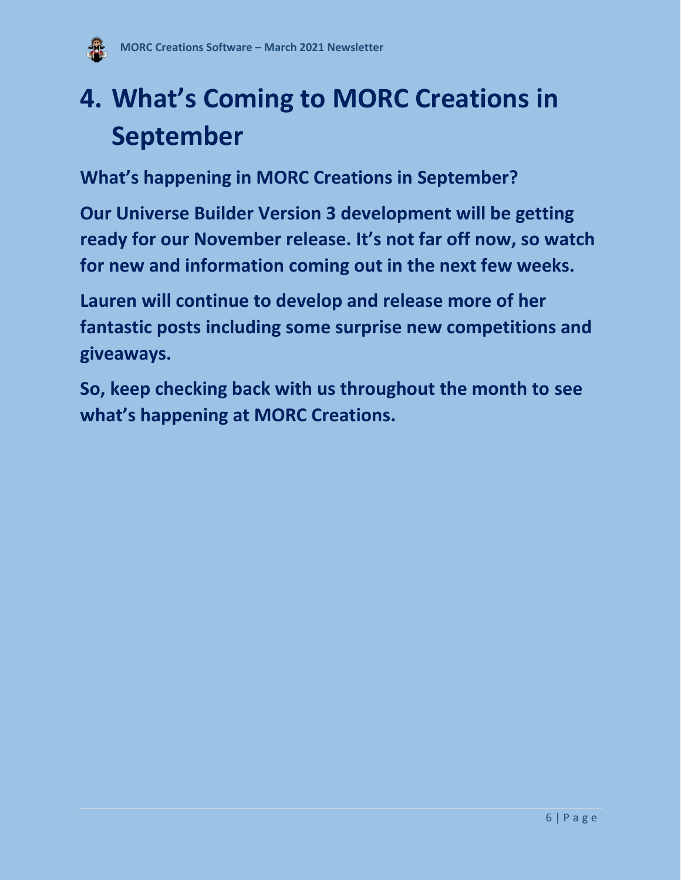# 4. What's Coming to MORC Creations in September

**What's happening in MORC Creations in September?**

**Our Universe Builder Version 3 development will be getting ready for our November release. It's not far off now, so watch for new and information coming out in the next few weeks.**

**Lauren will continue to develop and release more of her fantastic posts including some surprise new competitions and giveaways.**

**So, keep checking back with us throughout the month to see what's happening at MORC Creations.**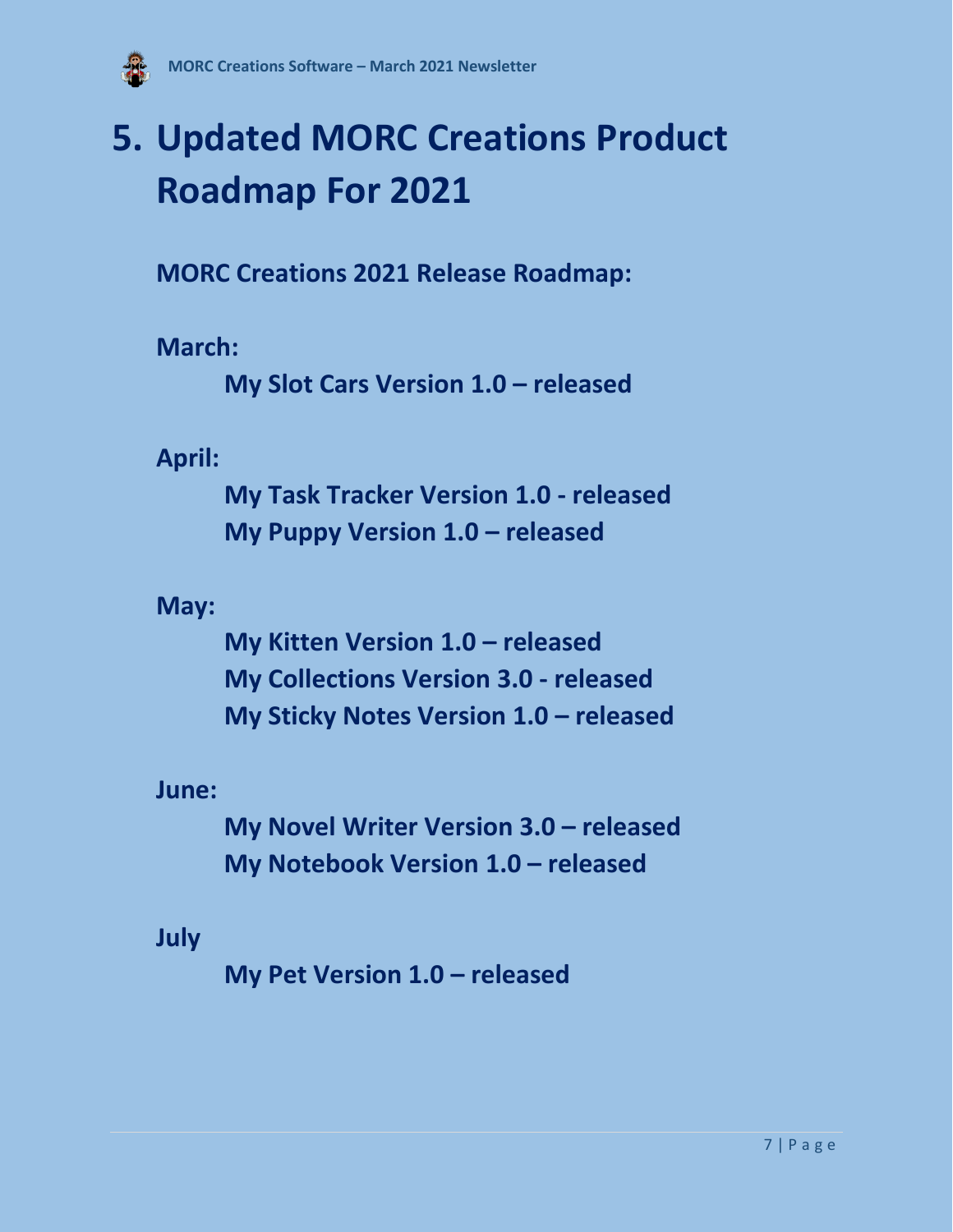# 5. Updated MORC Creations Product Roadmap For 2021

**MORC Creations 2021 Release Roadmap:**

**March:**

**My Slot Cars Version 1.0 – released**

**April:**

**My Task Tracker Version 1.0 - released**
**My Puppy Version 1.0 – released**

**May:**

**My Kitten Version 1.0 – released**
**My Collections Version 3.0 - released**
**My Sticky Notes Version 1.0 – released**

**June:**

**My Novel Writer Version 3.0 – released**
**My Notebook Version 1.0 – released**

**July**

**My Pet Version 1.0 – released**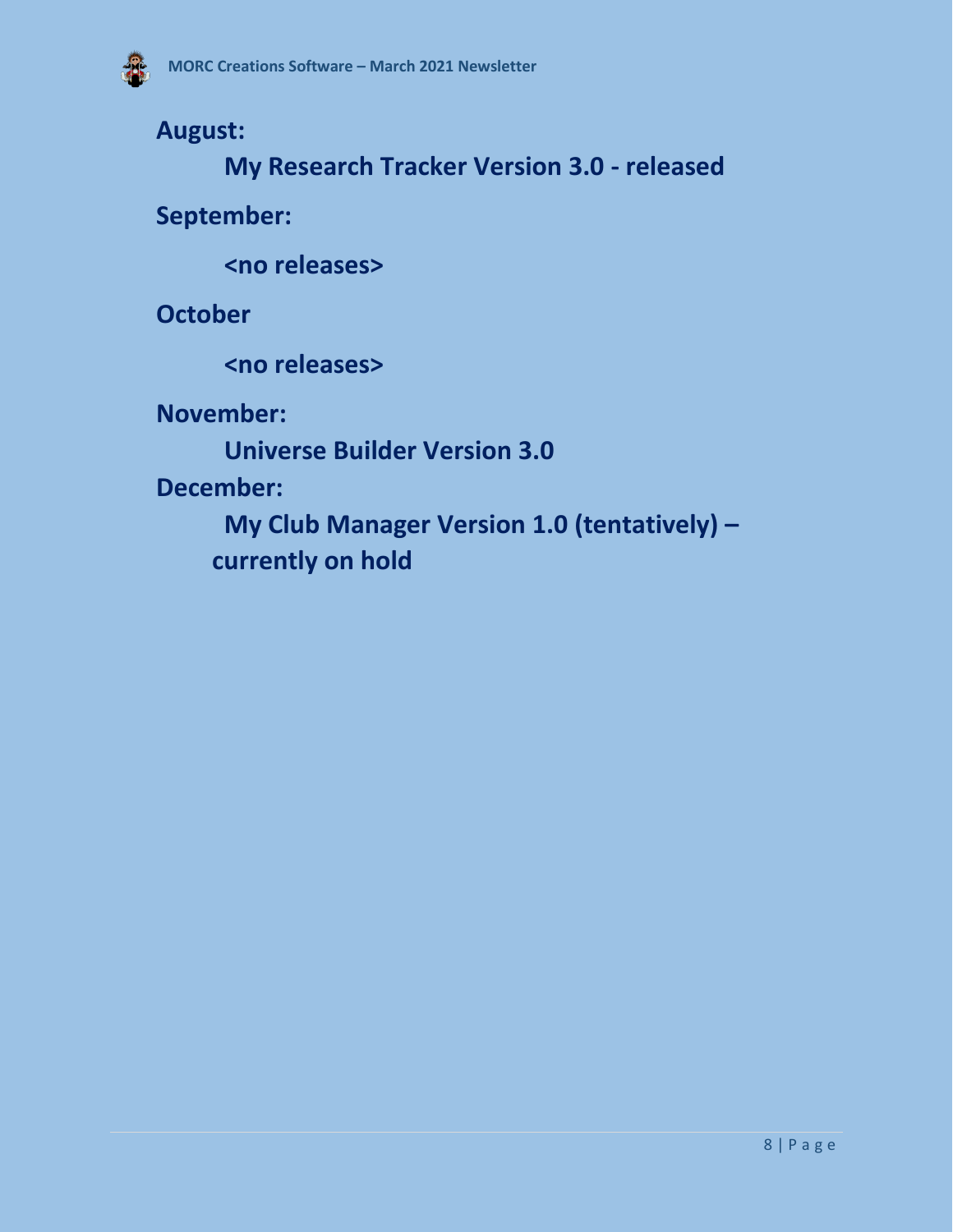**August:**

**My Research Tracker Version 3.0 - released**

**September:**

**<no releases>**

**October**

**<no releases>**

**November:**

**Universe Builder Version 3.0**

**December:**

**My Club Manager Version 1.0 (tentatively) – currently on hold**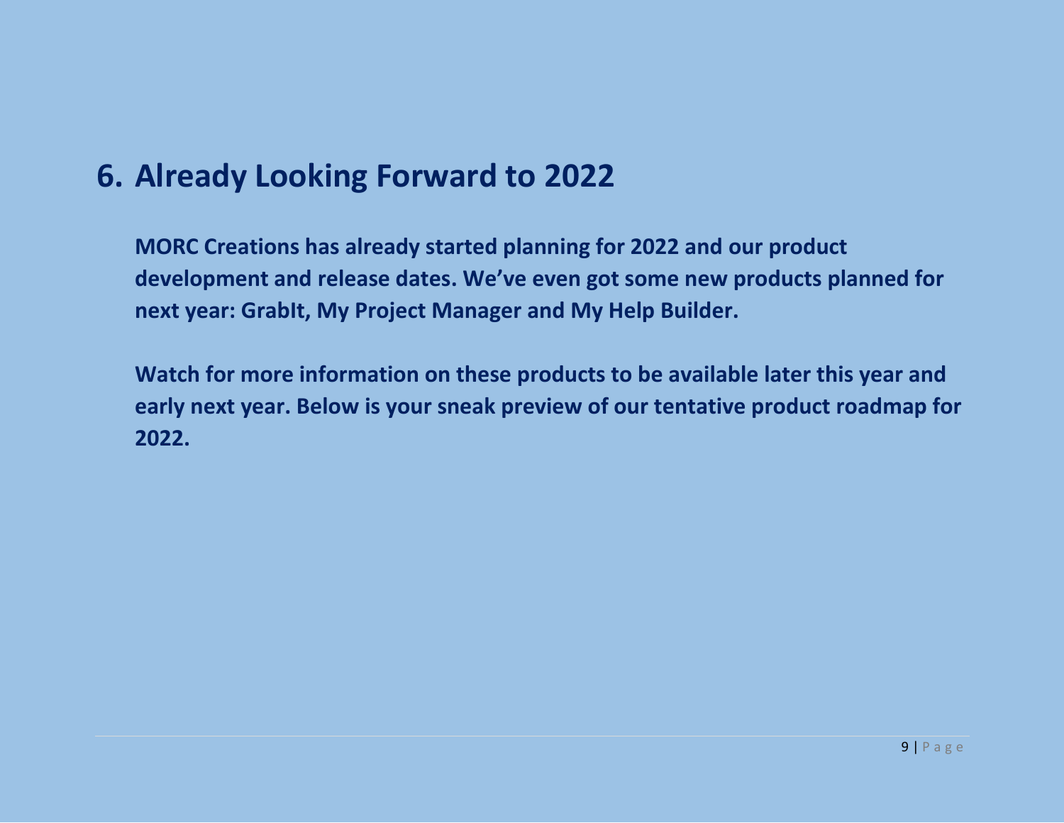# 6. Already Looking Forward to 2022

**MORC Creations has already started planning for 2022 and our product development and release dates. We've even got some new products planned for next year: GrabIt, My Project Manager and My Help Builder.**

**Watch for more information on these products to be available later this year and early next year. Below is your sneak preview of our tentative product roadmap for 2022.**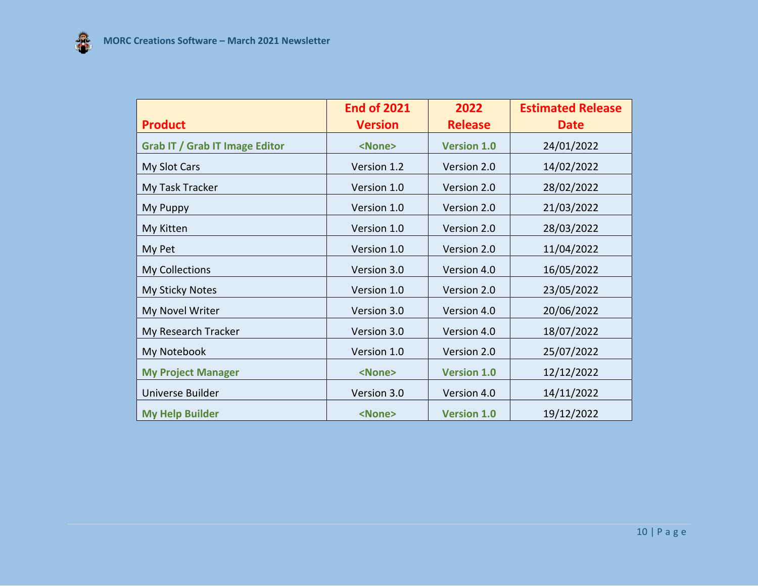| Product | End of 2021 Version | 2022 Release | Estimated Release Date |
| --- | --- | --- | --- |
| **Grab IT / Grab IT Image Editor** | **<None>** | **Version 1.0** | 24/01/2022 |
| My Slot Cars | Version 1.2 | Version 2.0 | 14/02/2022 |
| My Task Tracker | Version 1.0 | Version 2.0 | 28/02/2022 |
| My Puppy | Version 1.0 | Version 2.0 | 21/03/2022 |
| My Kitten | Version 1.0 | Version 2.0 | 28/03/2022 |
| My Pet | Version 1.0 | Version 2.0 | 11/04/2022 |
| My Collections | Version 3.0 | Version 4.0 | 16/05/2022 |
| My Sticky Notes | Version 1.0 | Version 2.0 | 23/05/2022 |
| My Novel Writer | Version 3.0 | Version 4.0 | 20/06/2022 |
| My Research Tracker | Version 3.0 | Version 4.0 | 18/07/2022 |
| My Notebook | Version 1.0 | Version 2.0 | 25/07/2022 |
| **My Project Manager** | **<None>** | **Version 1.0** | 12/12/2022 |
| Universe Builder | Version 3.0 | Version 4.0 | 14/11/2022 |
| **My Help Builder** | **<None>** | **Version 1.0** | 19/12/2022 |